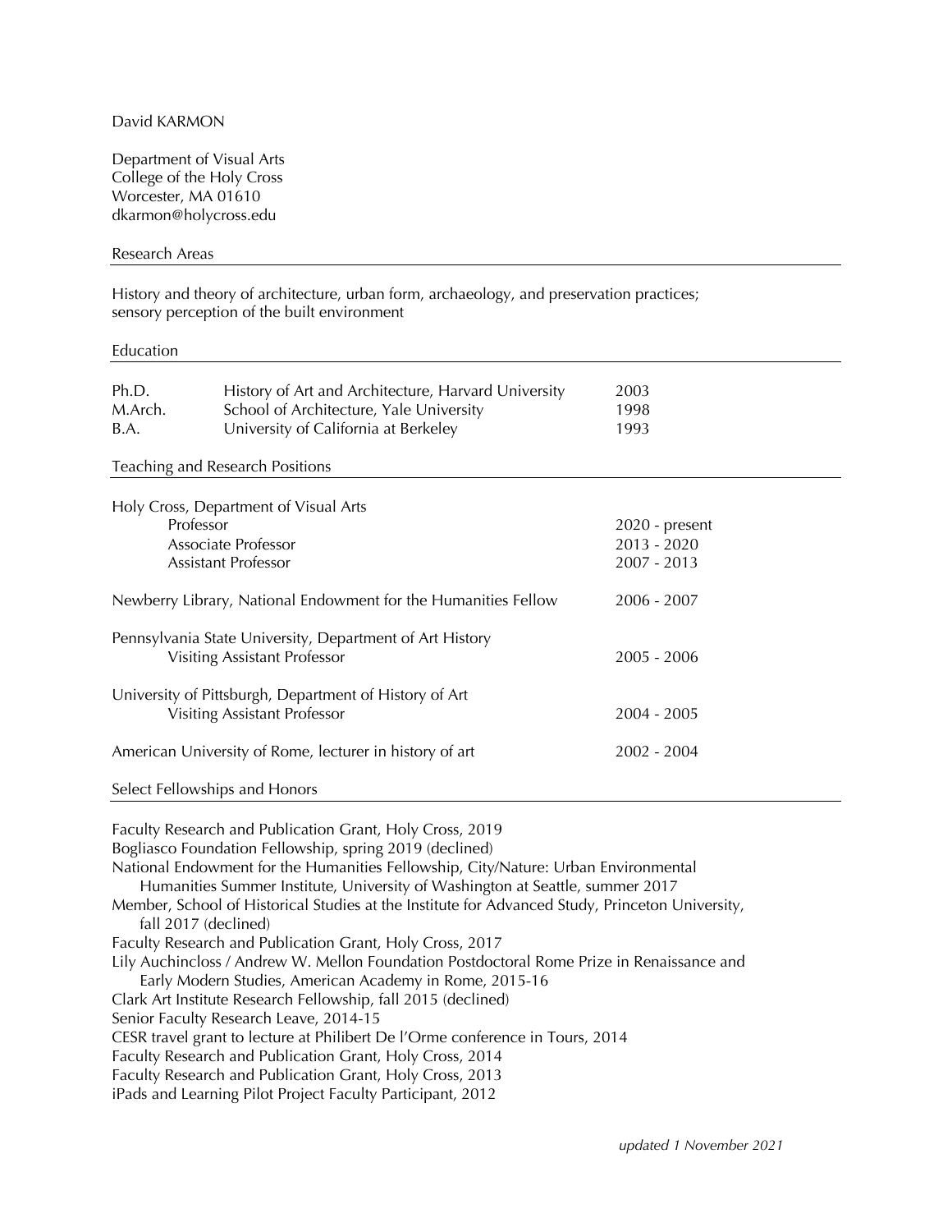David KARMON

Department of Visual Arts
College of the Holy Cross
Worcester, MA 01610
dkarmon@holycross.edu

## Research Areas

History and theory of architecture, urban form, archaeology, and preservation practices; sensory perception of the built environment

## Education

| | | |
|---|---|---|
| Ph.D. | History of Art and Architecture, Harvard University | 2003 |
| M.Arch. | School of Architecture, Yale University | 1998 |
| B.A. | University of California at Berkeley | 1993 |

## Teaching and Research Positions

Holy Cross, Department of Visual Arts

| | |
|---|---|
| Professor | 2020 - present |
| Associate Professor | 2013 - 2020 |
| Assistant Professor | 2007 - 2013 |

| | |
|---|---|
| Newberry Library, National Endowment for the Humanities Fellow | 2006 - 2007 |

Pennsylvania State University, Department of Art History

| | |
|---|---|
| Visiting Assistant Professor | 2005 - 2006 |

University of Pittsburgh, Department of History of Art

| | |
|---|---|
| Visiting Assistant Professor | 2004 - 2005 |

| | |
|---|---|
| American University of Rome, lecturer in history of art | 2002 - 2004 |

## Select Fellowships and Honors

Faculty Research and Publication Grant, Holy Cross, 2019
Bogliasco Foundation Fellowship, spring 2019 (declined)
National Endowment for the Humanities Fellowship, City/Nature: Urban Environmental Humanities Summer Institute, University of Washington at Seattle, summer 2017
Member, School of Historical Studies at the Institute for Advanced Study, Princeton University, fall 2017 (declined)
Faculty Research and Publication Grant, Holy Cross, 2017
Lily Auchincloss / Andrew W. Mellon Foundation Postdoctoral Rome Prize in Renaissance and Early Modern Studies, American Academy in Rome, 2015-16
Clark Art Institute Research Fellowship, fall 2015 (declined)
Senior Faculty Research Leave, 2014-15
CESR travel grant to lecture at Philibert De l'Orme conference in Tours, 2014
Faculty Research and Publication Grant, Holy Cross, 2014
Faculty Research and Publication Grant, Holy Cross, 2013
iPads and Learning Pilot Project Faculty Participant, 2012

*updated 1 November 2021*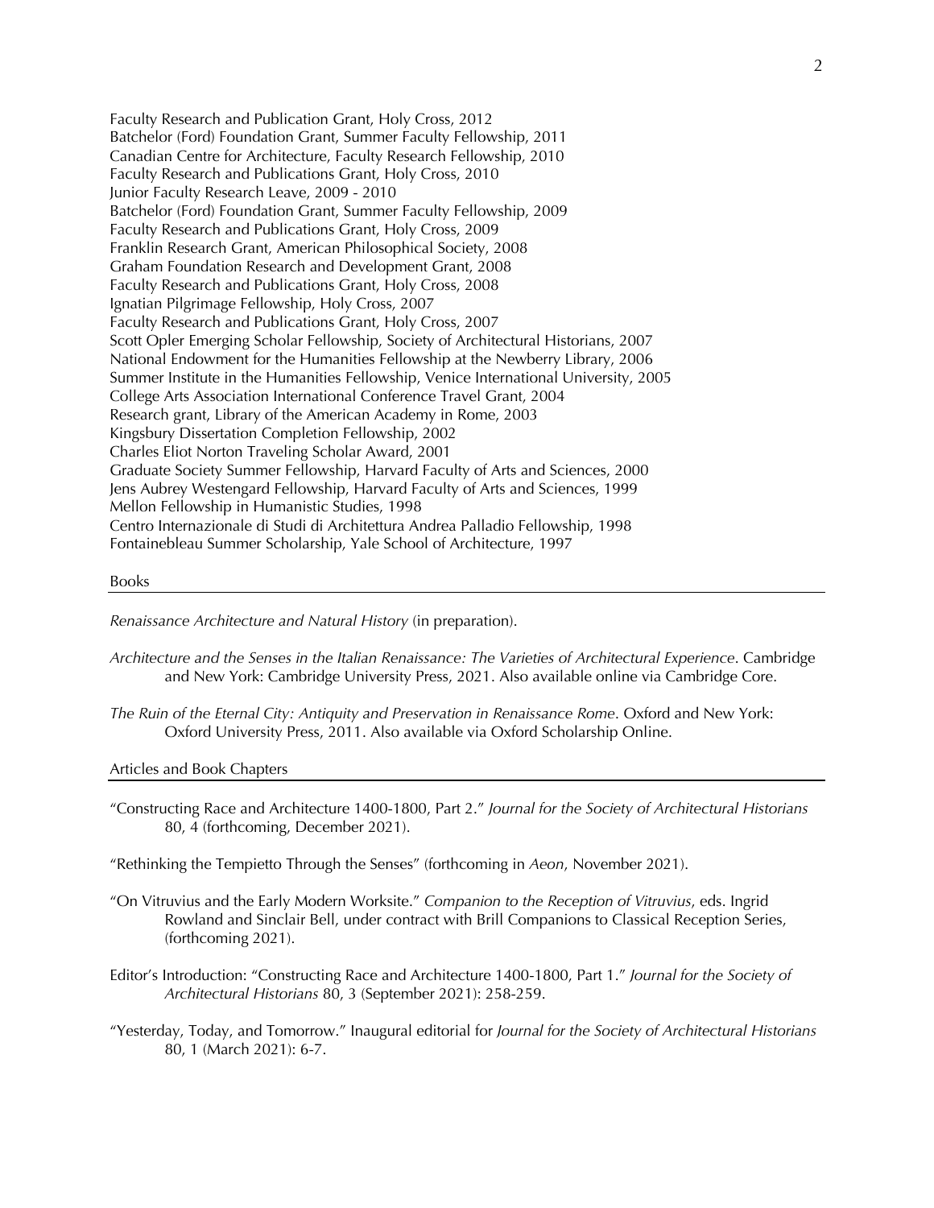Faculty Research and Publication Grant, Holy Cross, 2012
Batchelor (Ford) Foundation Grant, Summer Faculty Fellowship, 2011
Canadian Centre for Architecture, Faculty Research Fellowship, 2010
Faculty Research and Publications Grant, Holy Cross, 2010
Junior Faculty Research Leave, 2009 - 2010
Batchelor (Ford) Foundation Grant, Summer Faculty Fellowship, 2009
Faculty Research and Publications Grant, Holy Cross, 2009
Franklin Research Grant, American Philosophical Society, 2008
Graham Foundation Research and Development Grant, 2008
Faculty Research and Publications Grant, Holy Cross, 2008
Ignatian Pilgrimage Fellowship, Holy Cross, 2007
Faculty Research and Publications Grant, Holy Cross, 2007
Scott Opler Emerging Scholar Fellowship, Society of Architectural Historians, 2007
National Endowment for the Humanities Fellowship at the Newberry Library, 2006
Summer Institute in the Humanities Fellowship, Venice International University, 2005
College Arts Association International Conference Travel Grant, 2004
Research grant, Library of the American Academy in Rome, 2003
Kingsbury Dissertation Completion Fellowship, 2002
Charles Eliot Norton Traveling Scholar Award, 2001
Graduate Society Summer Fellowship, Harvard Faculty of Arts and Sciences, 2000
Jens Aubrey Westengard Fellowship, Harvard Faculty of Arts and Sciences, 1999
Mellon Fellowship in Humanistic Studies, 1998
Centro Internazionale di Studi di Architettura Andrea Palladio Fellowship, 1998
Fontainebleau Summer Scholarship, Yale School of Architecture, 1997

## Books

*Renaissance Architecture and Natural History* (in preparation).

*Architecture and the Senses in the Italian Renaissance: The Varieties of Architectural Experience*. Cambridge and New York: Cambridge University Press, 2021. Also available online via Cambridge Core.

*The Ruin of the Eternal City: Antiquity and Preservation in Renaissance Rome*. Oxford and New York: Oxford University Press, 2011. Also available via Oxford Scholarship Online.

## Articles and Book Chapters

"Constructing Race and Architecture 1400-1800, Part 2." *Journal for the Society of Architectural Historians* 80, 4 (forthcoming, December 2021).

"Rethinking the Tempietto Through the Senses" (forthcoming in *Aeon*, November 2021).

"On Vitruvius and the Early Modern Worksite." *Companion to the Reception of Vitruvius*, eds. Ingrid Rowland and Sinclair Bell, under contract with Brill Companions to Classical Reception Series, (forthcoming 2021).

Editor's Introduction: "Constructing Race and Architecture 1400-1800, Part 1." *Journal for the Society of Architectural Historians* 80, 3 (September 2021): 258-259.

"Yesterday, Today, and Tomorrow." Inaugural editorial for *Journal for the Society of Architectural Historians* 80, 1 (March 2021): 6-7.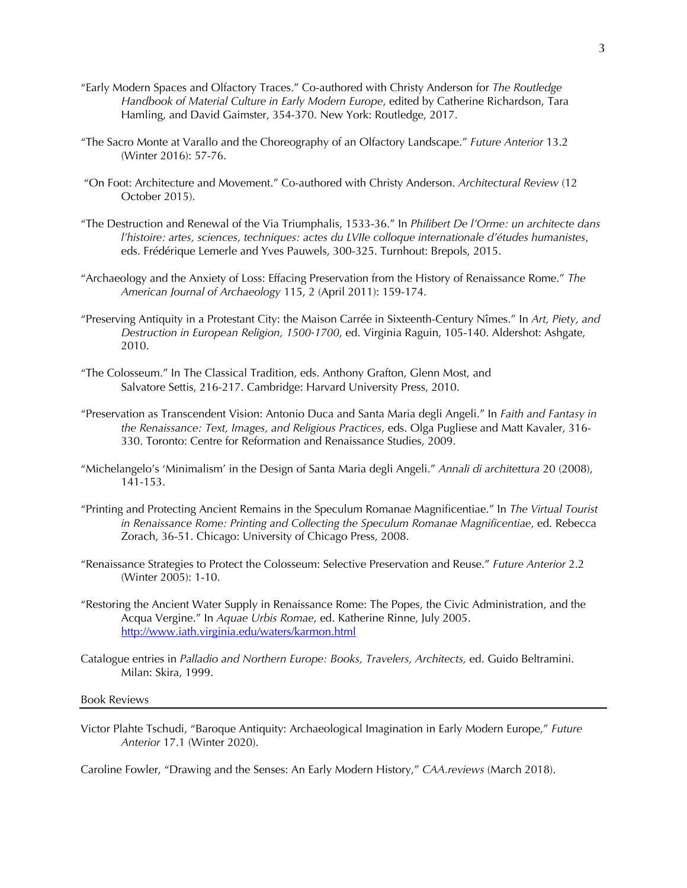"Early Modern Spaces and Olfactory Traces." Co-authored with Christy Anderson for *The Routledge Handbook of Material Culture in Early Modern Europe*, edited by Catherine Richardson, Tara Hamling, and David Gaimster, 354-370. New York: Routledge, 2017.

"The Sacro Monte at Varallo and the Choreography of an Olfactory Landscape." *Future Anterior* 13.2 (Winter 2016): 57-76.

"On Foot: Architecture and Movement." Co-authored with Christy Anderson. *Architectural Review* (12 October 2015).

"The Destruction and Renewal of the Via Triumphalis, 1533-36." In *Philibert De l'Orme: un architecte dans l'histoire: artes, sciences, techniques: actes du LVIIe colloque internationale d'études humanistes*, eds. Frédérique Lemerle and Yves Pauwels, 300-325. Turnhout: Brepols, 2015.

"Archaeology and the Anxiety of Loss: Effacing Preservation from the History of Renaissance Rome." *The American Journal of Archaeology* 115, 2 (April 2011): 159-174.

"Preserving Antiquity in a Protestant City: the Maison Carrée in Sixteenth-Century Nîmes." In *Art, Piety, and Destruction in European Religion, 1500-1700*, ed. Virginia Raguin, 105-140. Aldershot: Ashgate, 2010.

"The Colosseum." In The Classical Tradition, eds. Anthony Grafton, Glenn Most, and Salvatore Settis, 216-217. Cambridge: Harvard University Press, 2010.

"Preservation as Transcendent Vision: Antonio Duca and Santa Maria degli Angeli." In *Faith and Fantasy in the Renaissance: Text, Images, and Religious Practices*, eds. Olga Pugliese and Matt Kavaler, 316-330. Toronto: Centre for Reformation and Renaissance Studies, 2009.

"Michelangelo's 'Minimalism' in the Design of Santa Maria degli Angeli." *Annali di architettura* 20 (2008), 141-153.

"Printing and Protecting Ancient Remains in the Speculum Romanae Magnificentiae." In *The Virtual Tourist in Renaissance Rome: Printing and Collecting the Speculum Romanae Magnificentiae*, ed. Rebecca Zorach, 36-51. Chicago: University of Chicago Press, 2008.

"Renaissance Strategies to Protect the Colosseum: Selective Preservation and Reuse." *Future Anterior* 2.2 (Winter 2005): 1-10.

"Restoring the Ancient Water Supply in Renaissance Rome: The Popes, the Civic Administration, and the Acqua Vergine." In *Aquae Urbis Romae*, ed. Katherine Rinne, July 2005. http://www.iath.virginia.edu/waters/karmon.html

Catalogue entries in *Palladio and Northern Europe: Books, Travelers, Architects,* ed. Guido Beltramini. Milan: Skira, 1999.

## Book Reviews

Victor Plahte Tschudi, "Baroque Antiquity: Archaeological Imagination in Early Modern Europe," *Future Anterior* 17.1 (Winter 2020).

Caroline Fowler, "Drawing and the Senses: An Early Modern History," *CAA.reviews* (March 2018).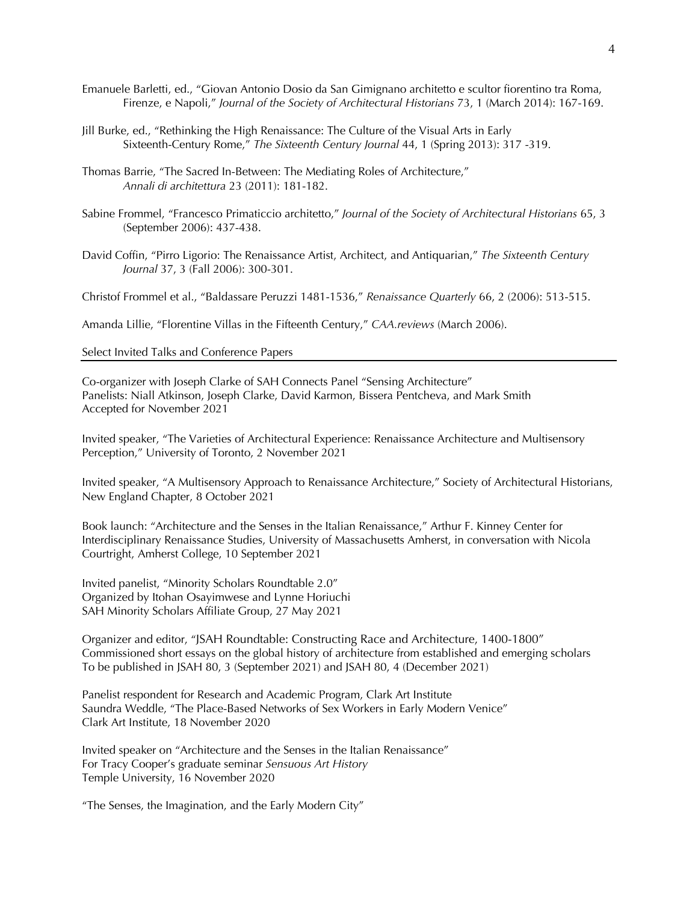Emanuele Barletti, ed., "Giovan Antonio Dosio da San Gimignano architetto e scultor fiorentino tra Roma, Firenze, e Napoli," *Journal of the Society of Architectural Historians* 73, 1 (March 2014): 167-169.

Jill Burke, ed., "Rethinking the High Renaissance: The Culture of the Visual Arts in Early Sixteenth-Century Rome," *The Sixteenth Century Journal* 44, 1 (Spring 2013): 317 -319.

Thomas Barrie, "The Sacred In-Between: The Mediating Roles of Architecture," *Annali di architettura* 23 (2011): 181-182.

Sabine Frommel, "Francesco Primaticcio architetto," *Journal of the Society of Architectural Historians* 65, 3 (September 2006): 437-438.

David Coffin, "Pirro Ligorio: The Renaissance Artist, Architect, and Antiquarian," *The Sixteenth Century Journal* 37, 3 (Fall 2006): 300-301.

Christof Frommel et al., "Baldassare Peruzzi 1481-1536," *Renaissance Quarterly* 66, 2 (2006): 513-515.

Amanda Lillie, "Florentine Villas in the Fifteenth Century," *CAA.reviews* (March 2006).

## Select Invited Talks and Conference Papers

Co-organizer with Joseph Clarke of SAH Connects Panel "Sensing Architecture"
Panelists: Niall Atkinson, Joseph Clarke, David Karmon, Bissera Pentcheva, and Mark Smith
Accepted for November 2021

Invited speaker, "The Varieties of Architectural Experience: Renaissance Architecture and Multisensory Perception," University of Toronto, 2 November 2021

Invited speaker, "A Multisensory Approach to Renaissance Architecture," Society of Architectural Historians, New England Chapter, 8 October 2021

Book launch: "Architecture and the Senses in the Italian Renaissance," Arthur F. Kinney Center for Interdisciplinary Renaissance Studies, University of Massachusetts Amherst, in conversation with Nicola Courtright, Amherst College, 10 September 2021

Invited panelist, "Minority Scholars Roundtable 2.0"
Organized by Itohan Osayimwese and Lynne Horiuchi
SAH Minority Scholars Affiliate Group, 27 May 2021

Organizer and editor, "JSAH Roundtable: Constructing Race and Architecture, 1400-1800"
Commissioned short essays on the global history of architecture from established and emerging scholars
To be published in JSAH 80, 3 (September 2021) and JSAH 80, 4 (December 2021)

Panelist respondent for Research and Academic Program, Clark Art Institute
Saundra Weddle, "The Place-Based Networks of Sex Workers in Early Modern Venice"
Clark Art Institute, 18 November 2020

Invited speaker on "Architecture and the Senses in the Italian Renaissance"
For Tracy Cooper's graduate seminar *Sensuous Art History*
Temple University, 16 November 2020

"The Senses, the Imagination, and the Early Modern City"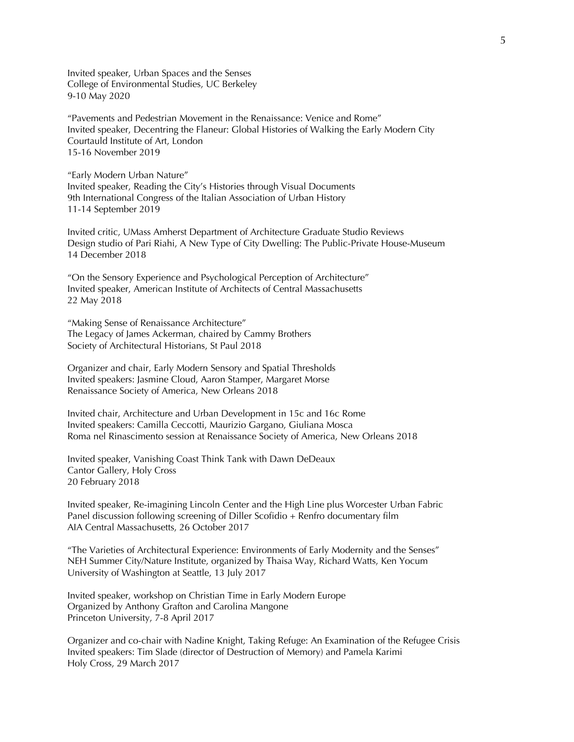Invited speaker, Urban Spaces and the Senses
College of Environmental Studies, UC Berkeley
9-10 May 2020

"Pavements and Pedestrian Movement in the Renaissance: Venice and Rome"
Invited speaker, Decentring the Flaneur: Global Histories of Walking the Early Modern City
Courtauld Institute of Art, London
15-16 November 2019

"Early Modern Urban Nature"
Invited speaker, Reading the City's Histories through Visual Documents
9th International Congress of the Italian Association of Urban History
11-14 September 2019

Invited critic, UMass Amherst Department of Architecture Graduate Studio Reviews
Design studio of Pari Riahi, A New Type of City Dwelling: The Public-Private House-Museum
14 December 2018

"On the Sensory Experience and Psychological Perception of Architecture"
Invited speaker, American Institute of Architects of Central Massachusetts
22 May 2018

"Making Sense of Renaissance Architecture"
The Legacy of James Ackerman, chaired by Cammy Brothers
Society of Architectural Historians, St Paul 2018

Organizer and chair, Early Modern Sensory and Spatial Thresholds
Invited speakers: Jasmine Cloud, Aaron Stamper, Margaret Morse
Renaissance Society of America, New Orleans 2018

Invited chair, Architecture and Urban Development in 15c and 16c Rome
Invited speakers: Camilla Ceccotti, Maurizio Gargano, Giuliana Mosca
Roma nel Rinascimento session at Renaissance Society of America, New Orleans 2018

Invited speaker, Vanishing Coast Think Tank with Dawn DeDeaux
Cantor Gallery, Holy Cross
20 February 2018

Invited speaker, Re-imagining Lincoln Center and the High Line plus Worcester Urban Fabric
Panel discussion following screening of Diller Scofidio + Renfro documentary film
AIA Central Massachusetts, 26 October 2017

"The Varieties of Architectural Experience: Environments of Early Modernity and the Senses"
NEH Summer City/Nature Institute, organized by Thaisa Way, Richard Watts, Ken Yocum
University of Washington at Seattle, 13 July 2017

Invited speaker, workshop on Christian Time in Early Modern Europe
Organized by Anthony Grafton and Carolina Mangone
Princeton University, 7-8 April 2017

Organizer and co-chair with Nadine Knight, Taking Refuge: An Examination of the Refugee Crisis
Invited speakers: Tim Slade (director of Destruction of Memory) and Pamela Karimi
Holy Cross, 29 March 2017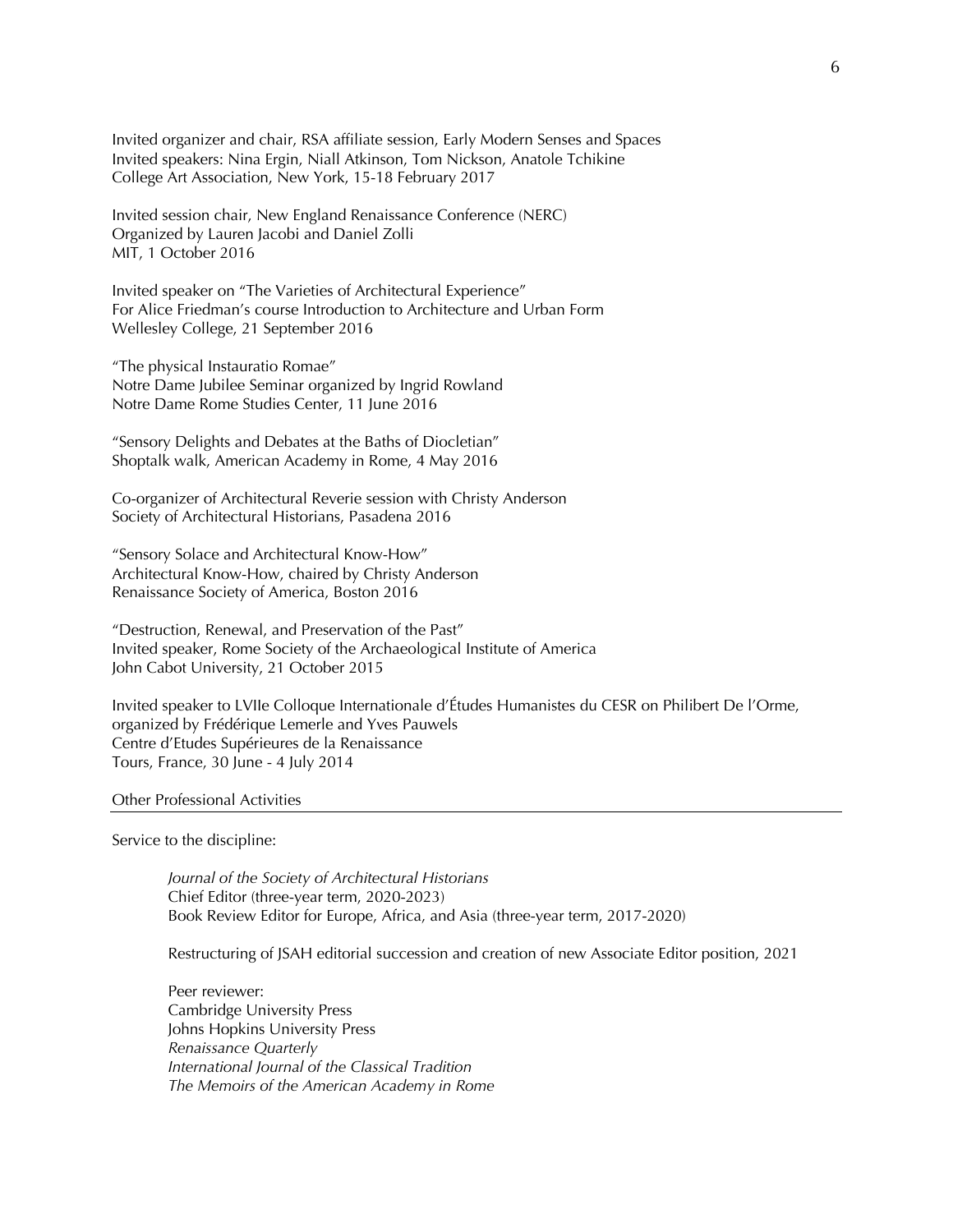Invited organizer and chair, RSA affiliate session, Early Modern Senses and Spaces
Invited speakers: Nina Ergin, Niall Atkinson, Tom Nickson, Anatole Tchikine
College Art Association, New York, 15-18 February 2017

Invited session chair, New England Renaissance Conference (NERC)
Organized by Lauren Jacobi and Daniel Zolli
MIT, 1 October 2016

Invited speaker on "The Varieties of Architectural Experience"
For Alice Friedman's course Introduction to Architecture and Urban Form
Wellesley College, 21 September 2016

"The physical Instauratio Romae"
Notre Dame Jubilee Seminar organized by Ingrid Rowland
Notre Dame Rome Studies Center, 11 June 2016

"Sensory Delights and Debates at the Baths of Diocletian"
Shoptalk walk, American Academy in Rome, 4 May 2016

Co-organizer of Architectural Reverie session with Christy Anderson
Society of Architectural Historians, Pasadena 2016

"Sensory Solace and Architectural Know-How"
Architectural Know-How, chaired by Christy Anderson
Renaissance Society of America, Boston 2016

"Destruction, Renewal, and Preservation of the Past"
Invited speaker, Rome Society of the Archaeological Institute of America
John Cabot University, 21 October 2015

Invited speaker to LVIIe Colloque Internationale d'Études Humanistes du CESR on Philibert De l'Orme, organized by Frédérique Lemerle and Yves Pauwels
Centre d'Etudes Supérieures de la Renaissance
Tours, France, 30 June - 4 July 2014

## Other Professional Activities

Service to the discipline:

*Journal of the Society of Architectural Historians*
Chief Editor (three-year term, 2020-2023)
Book Review Editor for Europe, Africa, and Asia (three-year term, 2017-2020)

Restructuring of JSAH editorial succession and creation of new Associate Editor position, 2021

Peer reviewer:
Cambridge University Press
Johns Hopkins University Press
*Renaissance Quarterly*
*International Journal of the Classical Tradition*
*The Memoirs of the American Academy in Rome*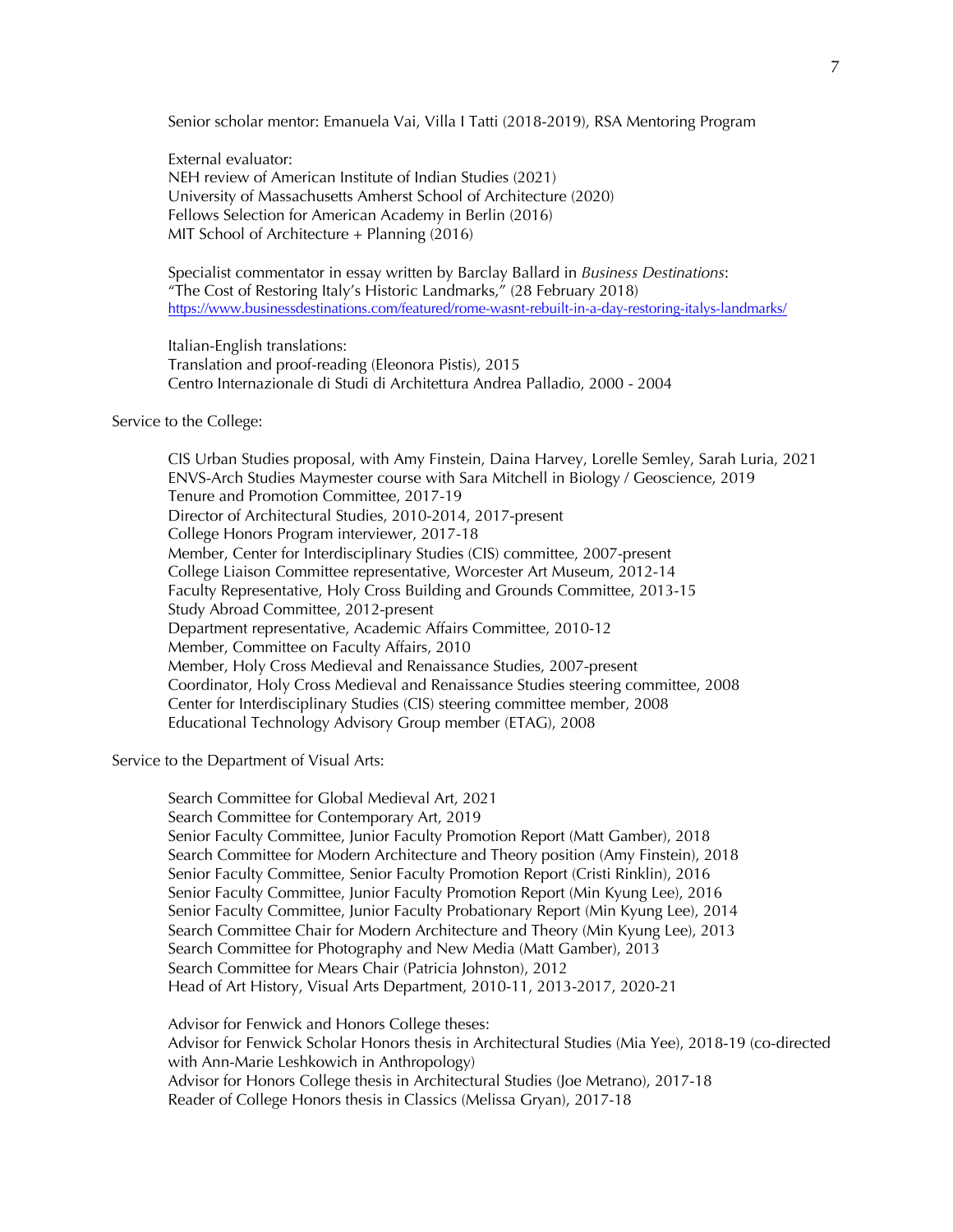Senior scholar mentor: Emanuela Vai, Villa I Tatti (2018-2019), RSA Mentoring Program

External evaluator:
NEH review of American Institute of Indian Studies (2021)
University of Massachusetts Amherst School of Architecture (2020)
Fellows Selection for American Academy in Berlin (2016)
MIT School of Architecture + Planning (2016)

Specialist commentator in essay written by Barclay Ballard in *Business Destinations*: "The Cost of Restoring Italy's Historic Landmarks," (28 February 2018)
https://www.businessdestinations.com/featured/rome-wasnt-rebuilt-in-a-day-restoring-italys-landmarks/

Italian-English translations:
Translation and proof-reading (Eleonora Pistis), 2015
Centro Internazionale di Studi di Architettura Andrea Palladio, 2000 - 2004

Service to the College:

CIS Urban Studies proposal, with Amy Finstein, Daina Harvey, Lorelle Semley, Sarah Luria, 2021
ENVS-Arch Studies Maymester course with Sara Mitchell in Biology / Geoscience, 2019
Tenure and Promotion Committee, 2017-19
Director of Architectural Studies, 2010-2014, 2017-present
College Honors Program interviewer, 2017-18
Member, Center for Interdisciplinary Studies (CIS) committee, 2007-present
College Liaison Committee representative, Worcester Art Museum, 2012-14
Faculty Representative, Holy Cross Building and Grounds Committee, 2013-15
Study Abroad Committee, 2012-present
Department representative, Academic Affairs Committee, 2010-12
Member, Committee on Faculty Affairs, 2010
Member, Holy Cross Medieval and Renaissance Studies, 2007-present
Coordinator, Holy Cross Medieval and Renaissance Studies steering committee, 2008
Center for Interdisciplinary Studies (CIS) steering committee member, 2008
Educational Technology Advisory Group member (ETAG), 2008

Service to the Department of Visual Arts:

Search Committee for Global Medieval Art, 2021
Search Committee for Contemporary Art, 2019
Senior Faculty Committee, Junior Faculty Promotion Report (Matt Gamber), 2018
Search Committee for Modern Architecture and Theory position (Amy Finstein), 2018
Senior Faculty Committee, Senior Faculty Promotion Report (Cristi Rinklin), 2016
Senior Faculty Committee, Junior Faculty Promotion Report (Min Kyung Lee), 2016
Senior Faculty Committee, Junior Faculty Probationary Report (Min Kyung Lee), 2014
Search Committee Chair for Modern Architecture and Theory (Min Kyung Lee), 2013
Search Committee for Photography and New Media (Matt Gamber), 2013
Search Committee for Mears Chair (Patricia Johnston), 2012
Head of Art History, Visual Arts Department, 2010-11, 2013-2017, 2020-21

Advisor for Fenwick and Honors College theses:
Advisor for Fenwick Scholar Honors thesis in Architectural Studies (Mia Yee), 2018-19 (co-directed with Ann-Marie Leshkowich in Anthropology)
Advisor for Honors College thesis in Architectural Studies (Joe Metrano), 2017-18
Reader of College Honors thesis in Classics (Melissa Gryan), 2017-18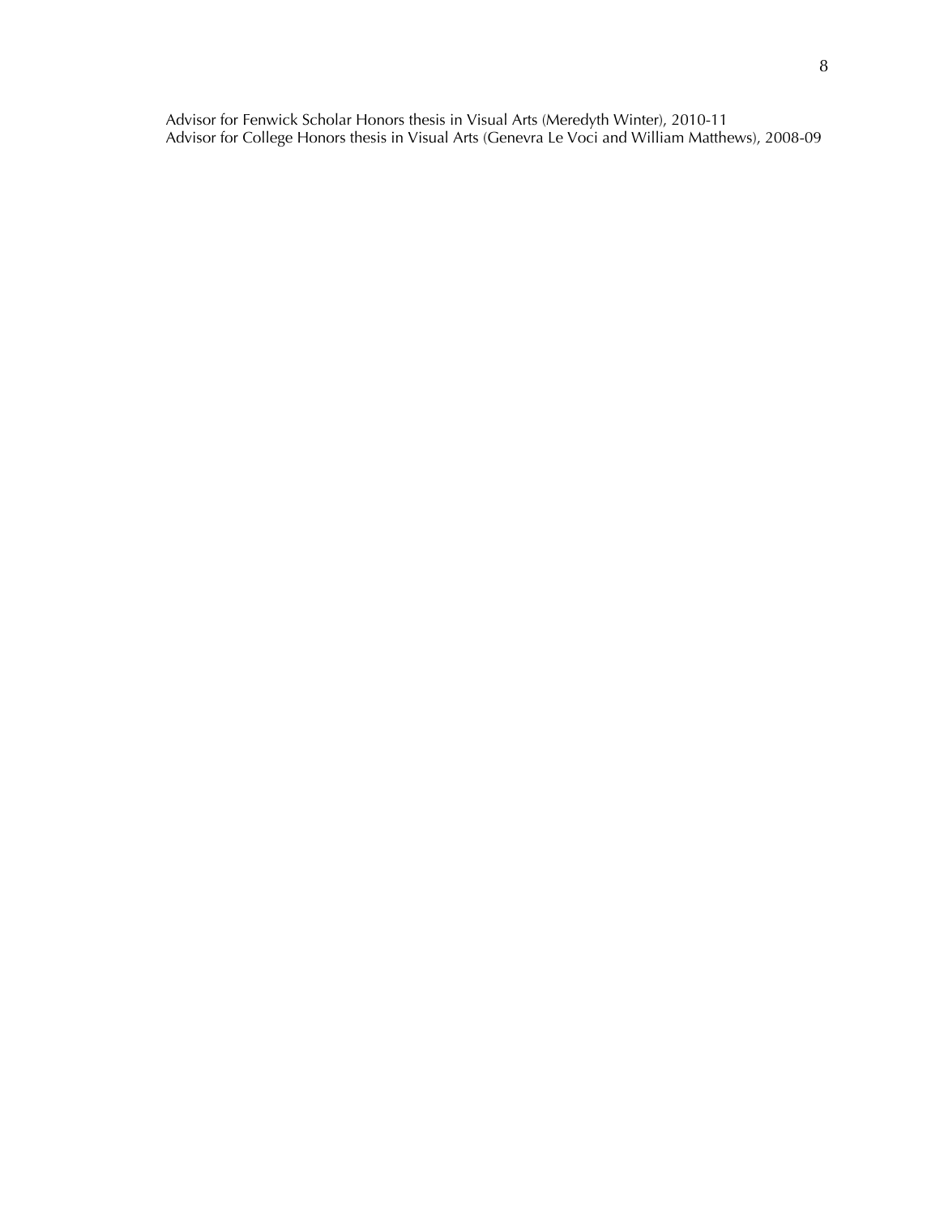Advisor for Fenwick Scholar Honors thesis in Visual Arts (Meredyth Winter), 2010-11
Advisor for College Honors thesis in Visual Arts (Genevra Le Voci and William Matthews), 2008-09